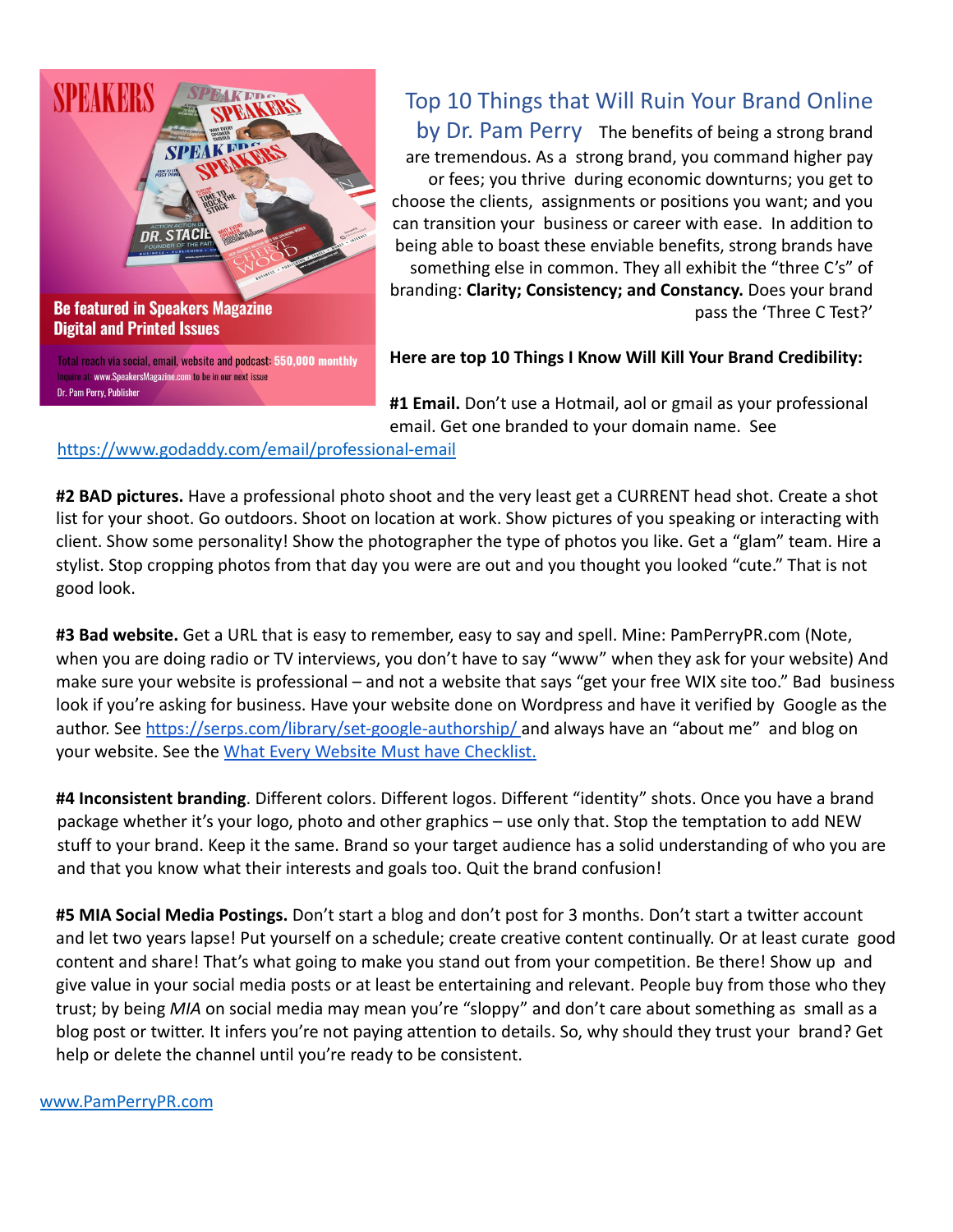# Top 10 Things that Will Ruin Your Brand Online

## by Dr. Pam Perry

The benefits of being a strong brand are tremendous. As a strong brand, you command higher pay or fees; you thrive during economic downturns; you get to choose the clients, assignments or positions you want; and you can transition your business or career with ease. In addition to being able to boast these enviable benefits, strong brands have something else in common. They all exhibit the "three C's" of branding: **Clarity; Consistency; and Constancy.** Does your brand pass the 'Three C Test?'

**Here are top 10 Things I Know Will Kill Your Brand Credibility:**

**#1 Email.** Don't use a Hotmail, aol or gmail as your professional email. Get one branded to your domain name. See https://www.godaddy.com/email/professional-email

**#2 BAD pictures.** Have a professional photo shoot and the very least get a CURRENT head shot. Create a shot list for your shoot. Go outdoors. Shoot on location at work. Show pictures of you speaking or interacting with client. Show some personality! Show the photographer the type of photos you like. Get a "glam" team. Hire a stylist. Stop cropping photos from that day you were are out and you thought you looked "cute." That is not good look.

**#3 Bad website.** Get a URL that is easy to remember, easy to say and spell. Mine: PamPerryPR.com (Note, when you are doing radio or TV interviews, you don't have to say "www" when they ask for your website) And make sure your website is professional – and not a website that says "get your free WIX site too." Bad business look if you're asking for business. Have your website done on Wordpress and have it verified by Google as the author. See https://serps.com/library/set-google-authorship/ and always have an "about me" and blog on your website. See the What Every Website Must have Checklist.

**#4 Inconsistent branding**. Different colors. Different logos. Different "identity" shots. Once you have a brand package whether it's your logo, photo and other graphics – use only that. Stop the temptation to add NEW stuff to your brand. Keep it the same. Brand so your target audience has a solid understanding of who you are and that you know what their interests and goals too. Quit the brand confusion!

**#5 MIA Social Media Postings.** Don't start a blog and don't post for 3 months. Don't start a twitter account and let two years lapse! Put yourself on a schedule; create creative content continually. Or at least curate good content and share! That's what going to make you stand out from your competition. Be there! Show up and give value in your social media posts or at least be entertaining and relevant. People buy from those who they trust; by being *MIA* on social media may mean you're "sloppy" and don't care about something as small as a blog post or twitter. It infers you're not paying attention to details. So, why should they trust your brand? Get help or delete the channel until you're ready to be consistent.

www.PamPerryPR.com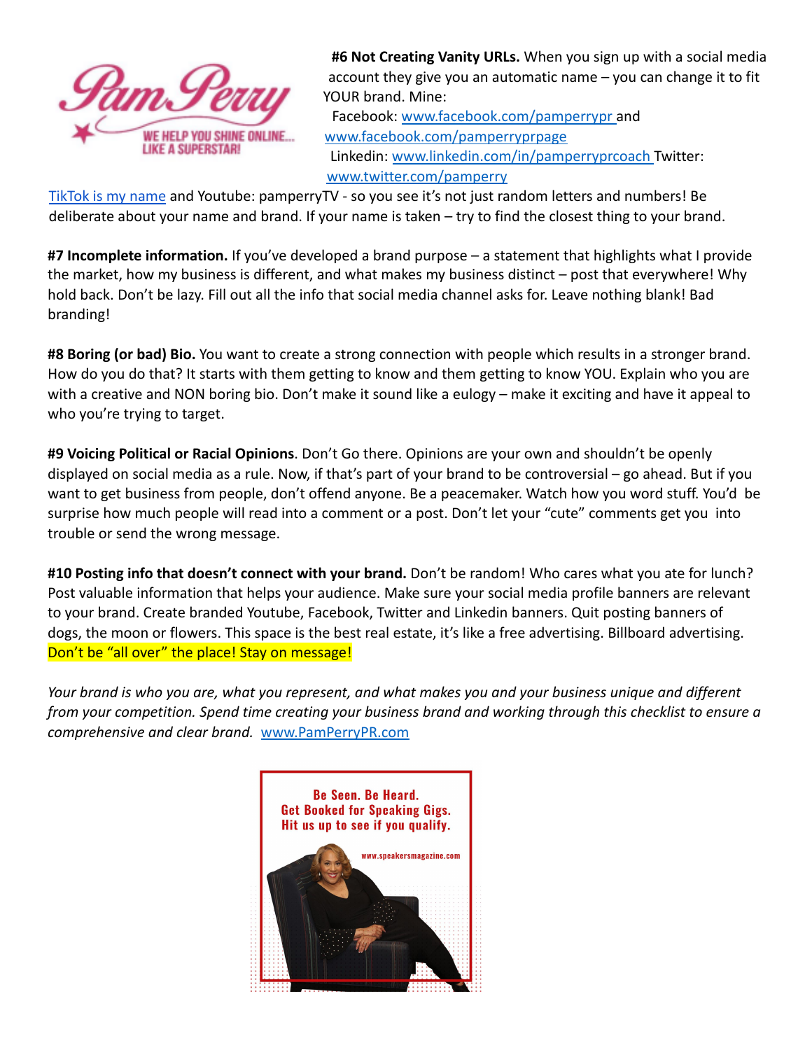**#6 Not Creating Vanity URLs.** When you sign up with a social media account they give you an automatic name – you can change it to fit YOUR brand. Mine:
Facebook: www.facebook.com/pamperrypr and www.facebook.com/pamperryprpage
Linkedin: www.linkedin.com/in/pamperryprcoach Twitter: www.twitter.com/pamperry
TikTok is my name and Youtube: pamperryTV - so you see it's not just random letters and numbers! Be deliberate about your name and brand. If your name is taken – try to find the closest thing to your brand.

**#7 Incomplete information.** If you've developed a brand purpose – a statement that highlights what I provide the market, how my business is different, and what makes my business distinct – post that everywhere! Why hold back. Don't be lazy. Fill out all the info that social media channel asks for. Leave nothing blank! Bad branding!

**#8 Boring (or bad) Bio.** You want to create a strong connection with people which results in a stronger brand. How do you do that? It starts with them getting to know and them getting to know YOU. Explain who you are with a creative and NON boring bio. Don't make it sound like a eulogy – make it exciting and have it appeal to who you're trying to target.

**#9 Voicing Political or Racial Opinions**. Don't Go there. Opinions are your own and shouldn't be openly displayed on social media as a rule. Now, if that's part of your brand to be controversial – go ahead. But if you want to get business from people, don't offend anyone. Be a peacemaker. Watch how you word stuff. You'd be surprise how much people will read into a comment or a post. Don't let your "cute" comments get you into trouble or send the wrong message.

**#10 Posting info that doesn't connect with your brand.** Don't be random! Who cares what you ate for lunch? Post valuable information that helps your audience. Make sure your social media profile banners are relevant to your brand. Create branded Youtube, Facebook, Twitter and Linkedin banners. Quit posting banners of dogs, the moon or flowers. This space is the best real estate, it's like a free advertising. Billboard advertising. Don't be "all over" the place! Stay on message!

*Your brand is who you are, what you represent, and what makes you and your business unique and different from your competition. Spend time creating your business brand and working through this checklist to ensure a comprehensive and clear brand.* www.PamPerryPR.com

Be Seen. Be Heard.
Get Booked for Speaking Gigs.
Hit us up to see if you qualify.
www.speakersmagazine.com